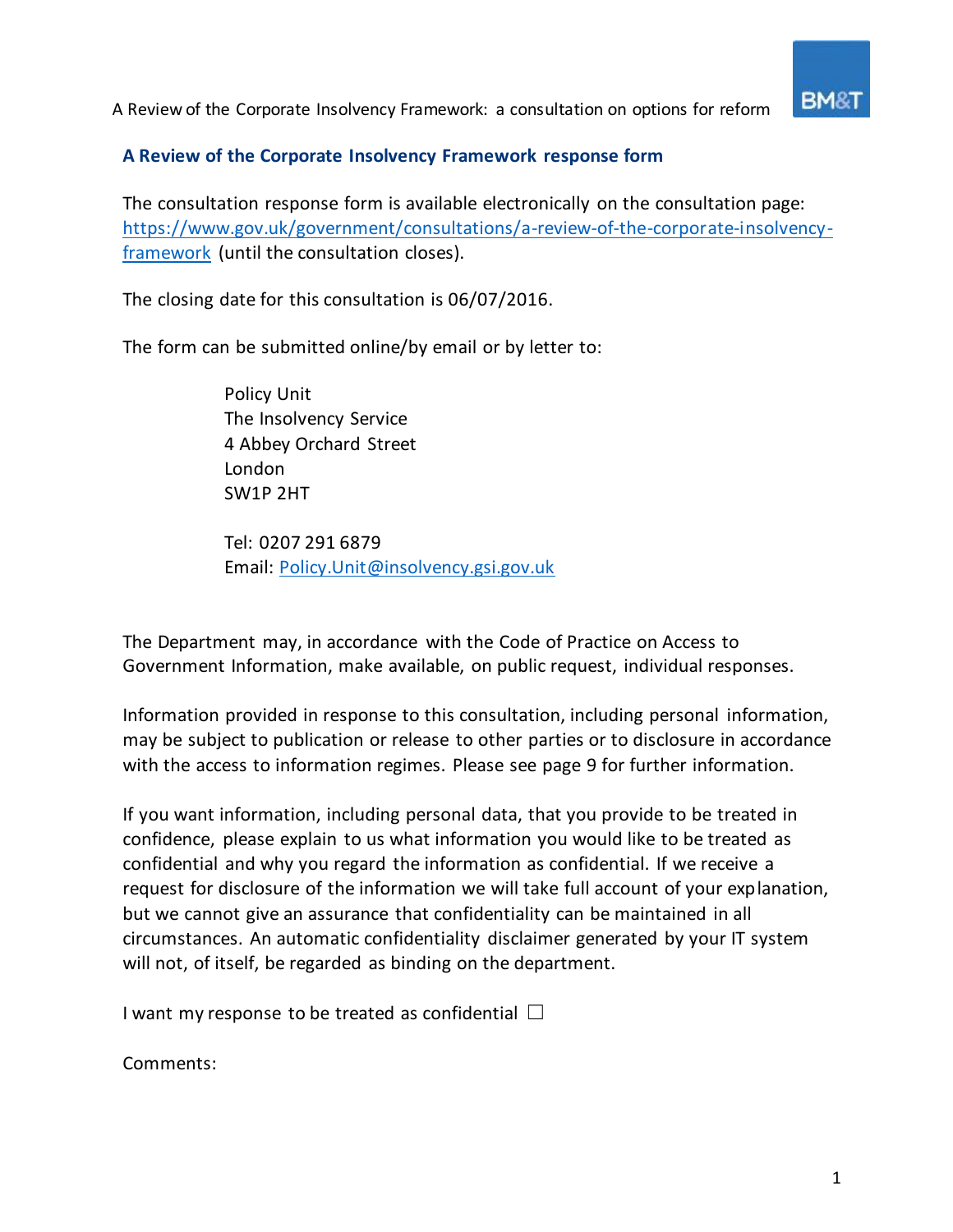## A Review of the Corporate Insolvency Framework response form

The consultation response form is available electronically on the consultation page: [https://www.gov.uk/government/consultations/a-review-of-the-corporate-insolvency-framework](https://www.gov.uk/government/consultations/a-review-of-the-corporate-insolvency-framework) (until the consultation closes).

The closing date for this consultation is 06/07/2016.

The form can be submitted online/by email or by letter to:

Policy Unit
The Insolvency Service
4 Abbey Orchard Street
London
SW1P 2HT

Tel: 0207 291 6879
Email: [Policy.Unit@insolvency.gsi.gov.uk](mailto:Policy.Unit@insolvency.gsi.gov.uk)

The Department may, in accordance with the Code of Practice on Access to Government Information, make available, on public request, individual responses.

Information provided in response to this consultation, including personal information, may be subject to publication or release to other parties or to disclosure in accordance with the access to information regimes. Please see page 9 for further information.

If you want information, including personal data, that you provide to be treated in confidence, please explain to us what information you would like to be treated as confidential and why you regard the information as confidential. If we receive a request for disclosure of the information we will take full account of your explanation, but we cannot give an assurance that confidentiality can be maintained in all circumstances. An automatic confidentiality disclaimer generated by your IT system will not, of itself, be regarded as binding on the department.

I want my response to be treated as confidential ☐

Comments: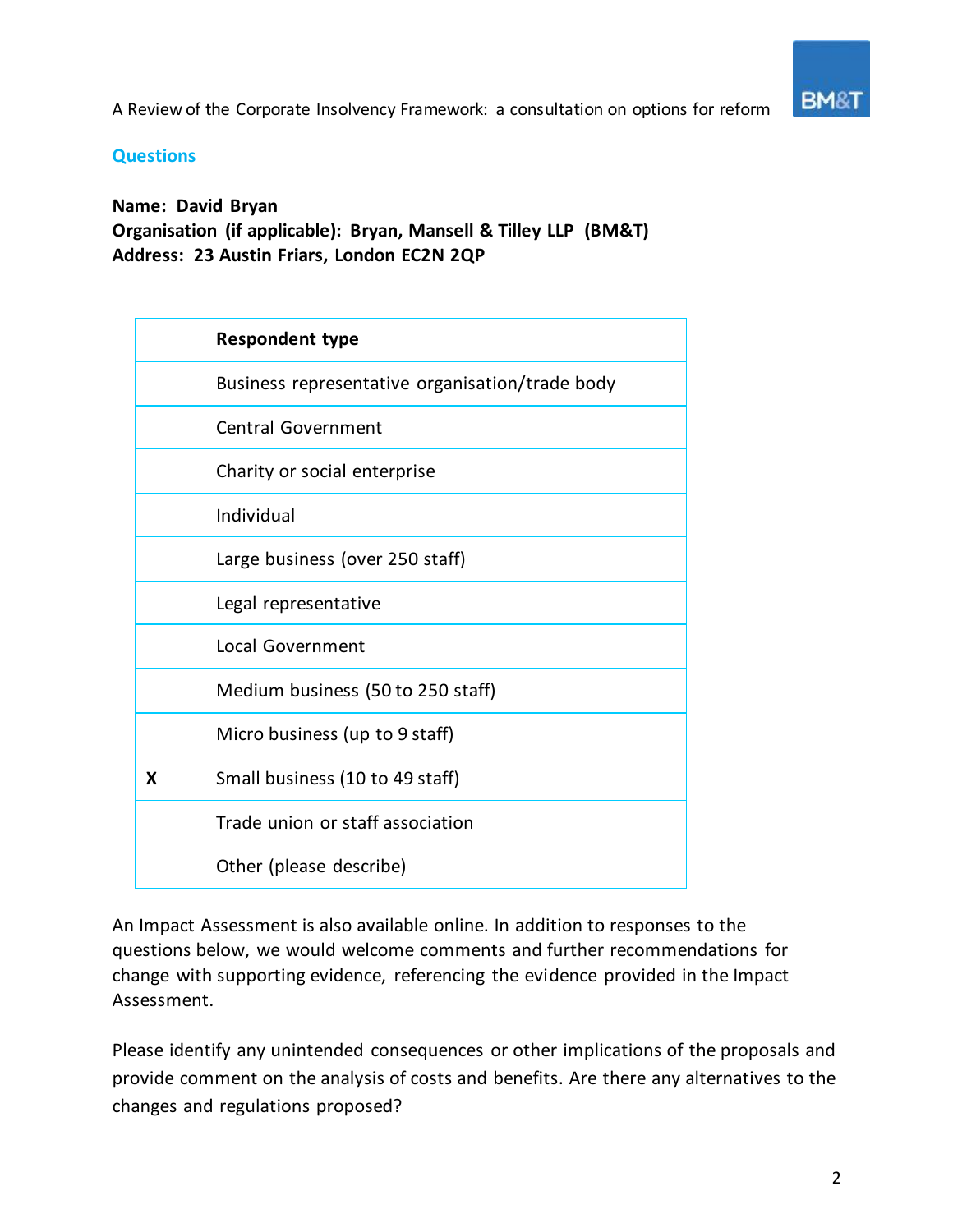## Questions

**Name: David Bryan**
**Organisation (if applicable): Bryan, Mansell & Tilley LLP (BM&T)**
**Address: 23 Austin Friars, London EC2N 2QP**

| | **Respondent type** |
|---|---|
| | Business representative organisation/trade body |
| | Central Government |
| | Charity or social enterprise |
| | Individual |
| | Large business (over 250 staff) |
| | Legal representative |
| | Local Government |
| | Medium business (50 to 250 staff) |
| | Micro business (up to 9 staff) |
| **X** | Small business (10 to 49 staff) |
| | Trade union or staff association |
| | Other (please describe) |

An Impact Assessment is also available online. In addition to responses to the questions below, we would welcome comments and further recommendations for change with supporting evidence, referencing the evidence provided in the Impact Assessment.

Please identify any unintended consequences or other implications of the proposals and provide comment on the analysis of costs and benefits. Are there any alternatives to the changes and regulations proposed?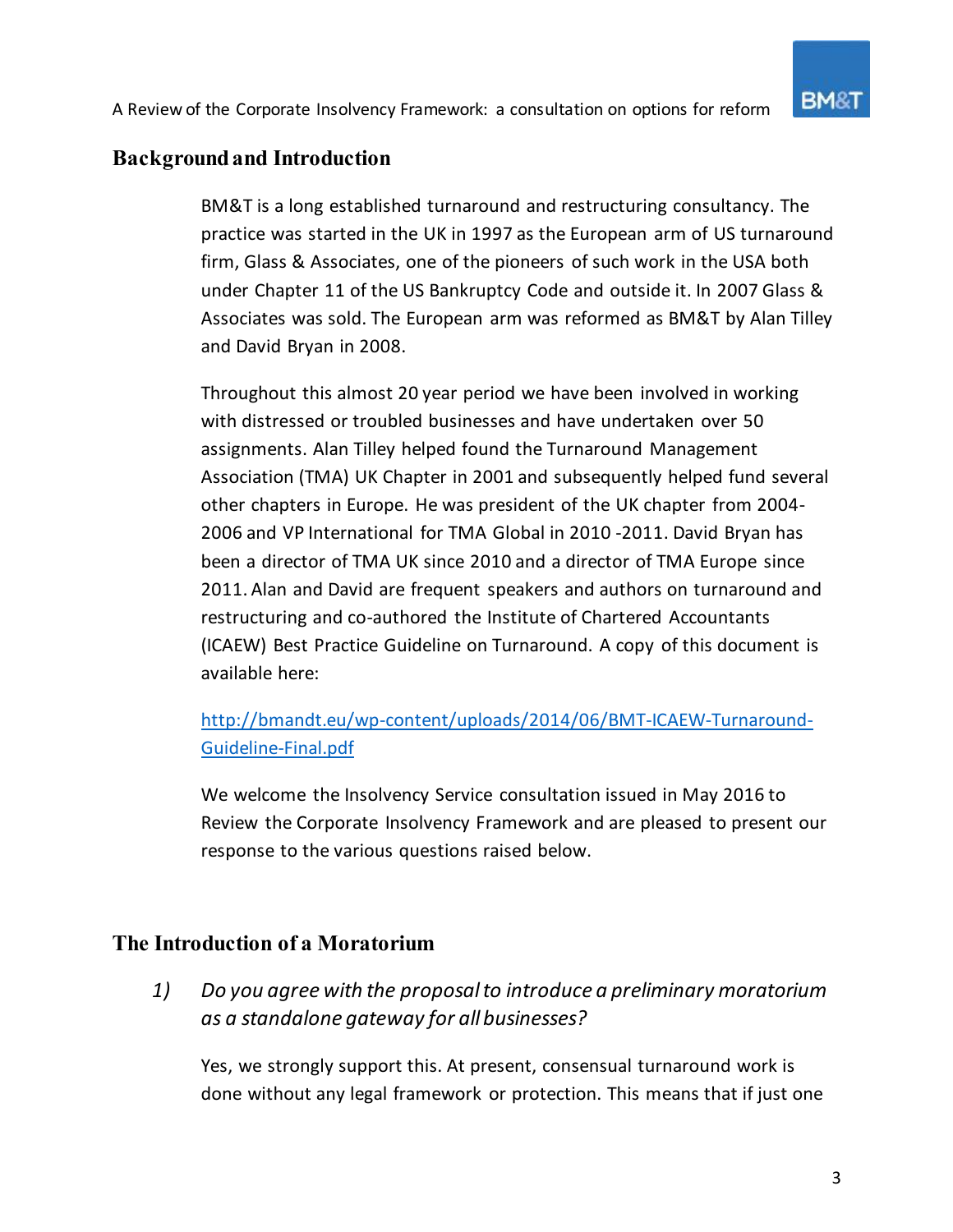## Background and Introduction

BM&T is a long established turnaround and restructuring consultancy. The practice was started in the UK in 1997 as the European arm of US turnaround firm, Glass & Associates, one of the pioneers of such work in the USA both under Chapter 11 of the US Bankruptcy Code and outside it. In 2007 Glass & Associates was sold. The European arm was reformed as BM&T by Alan Tilley and David Bryan in 2008.

Throughout this almost 20 year period we have been involved in working with distressed or troubled businesses and have undertaken over 50 assignments. Alan Tilley helped found the Turnaround Management Association (TMA) UK Chapter in 2001 and subsequently helped fund several other chapters in Europe. He was president of the UK chapter from 2004-2006 and VP International for TMA Global in 2010 -2011. David Bryan has been a director of TMA UK since 2010 and a director of TMA Europe since 2011. Alan and David are frequent speakers and authors on turnaround and restructuring and co-authored the Institute of Chartered Accountants (ICAEW) Best Practice Guideline on Turnaround. A copy of this document is available here:

[http://bmandt.eu/wp-content/uploads/2014/06/BMT-ICAEW-Turnaround-Guideline-Final.pdf](http://bmandt.eu/wp-content/uploads/2014/06/BMT-ICAEW-Turnaround-Guideline-Final.pdf)

We welcome the Insolvency Service consultation issued in May 2016 to Review the Corporate Insolvency Framework and are pleased to present our response to the various questions raised below.

## The Introduction of a Moratorium

1) *Do you agree with the proposal to introduce a preliminary moratorium as a standalone gateway for all businesses?*

Yes, we strongly support this. At present, consensual turnaround work is done without any legal framework or protection. This means that if just one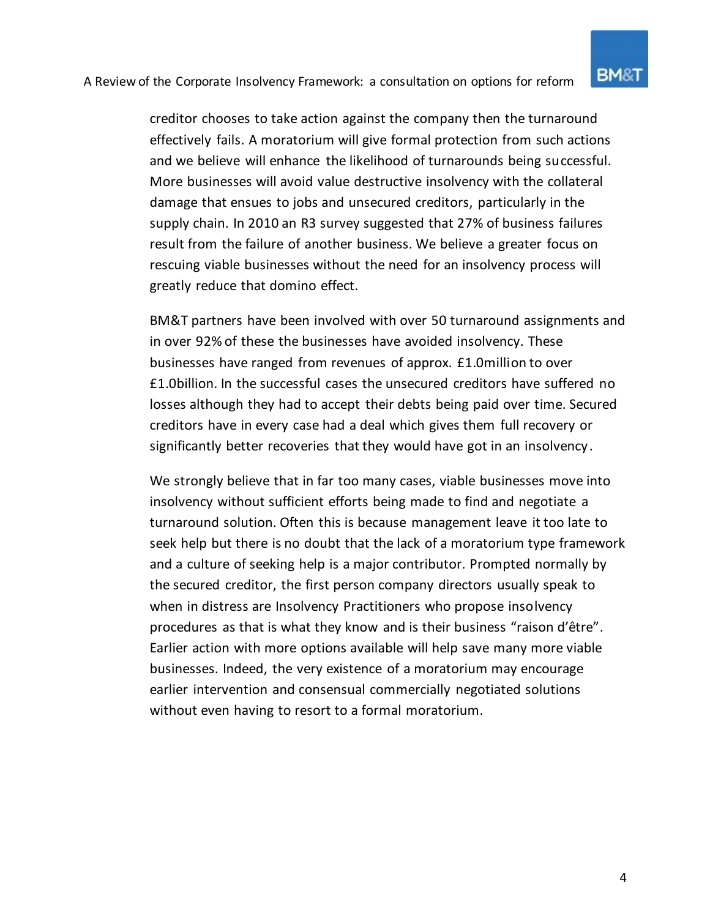creditor chooses to take action against the company then the turnaround effectively fails. A moratorium will give formal protection from such actions and we believe will enhance the likelihood of turnarounds being successful. More businesses will avoid value destructive insolvency with the collateral damage that ensues to jobs and unsecured creditors, particularly in the supply chain. In 2010 an R3 survey suggested that 27% of business failures result from the failure of another business. We believe a greater focus on rescuing viable businesses without the need for an insolvency process will greatly reduce that domino effect.

BM&T partners have been involved with over 50 turnaround assignments and in over 92% of these the businesses have avoided insolvency. These businesses have ranged from revenues of approx. £1.0million to over £1.0billion. In the successful cases the unsecured creditors have suffered no losses although they had to accept their debts being paid over time. Secured creditors have in every case had a deal which gives them full recovery or significantly better recoveries that they would have got in an insolvency.

We strongly believe that in far too many cases, viable businesses move into insolvency without sufficient efforts being made to find and negotiate a turnaround solution. Often this is because management leave it too late to seek help but there is no doubt that the lack of a moratorium type framework and a culture of seeking help is a major contributor. Prompted normally by the secured creditor, the first person company directors usually speak to when in distress are Insolvency Practitioners who propose insolvency procedures as that is what they know and is their business “raison d’être”. Earlier action with more options available will help save many more viable businesses. Indeed, the very existence of a moratorium may encourage earlier intervention and consensual commercially negotiated solutions without even having to resort to a formal moratorium.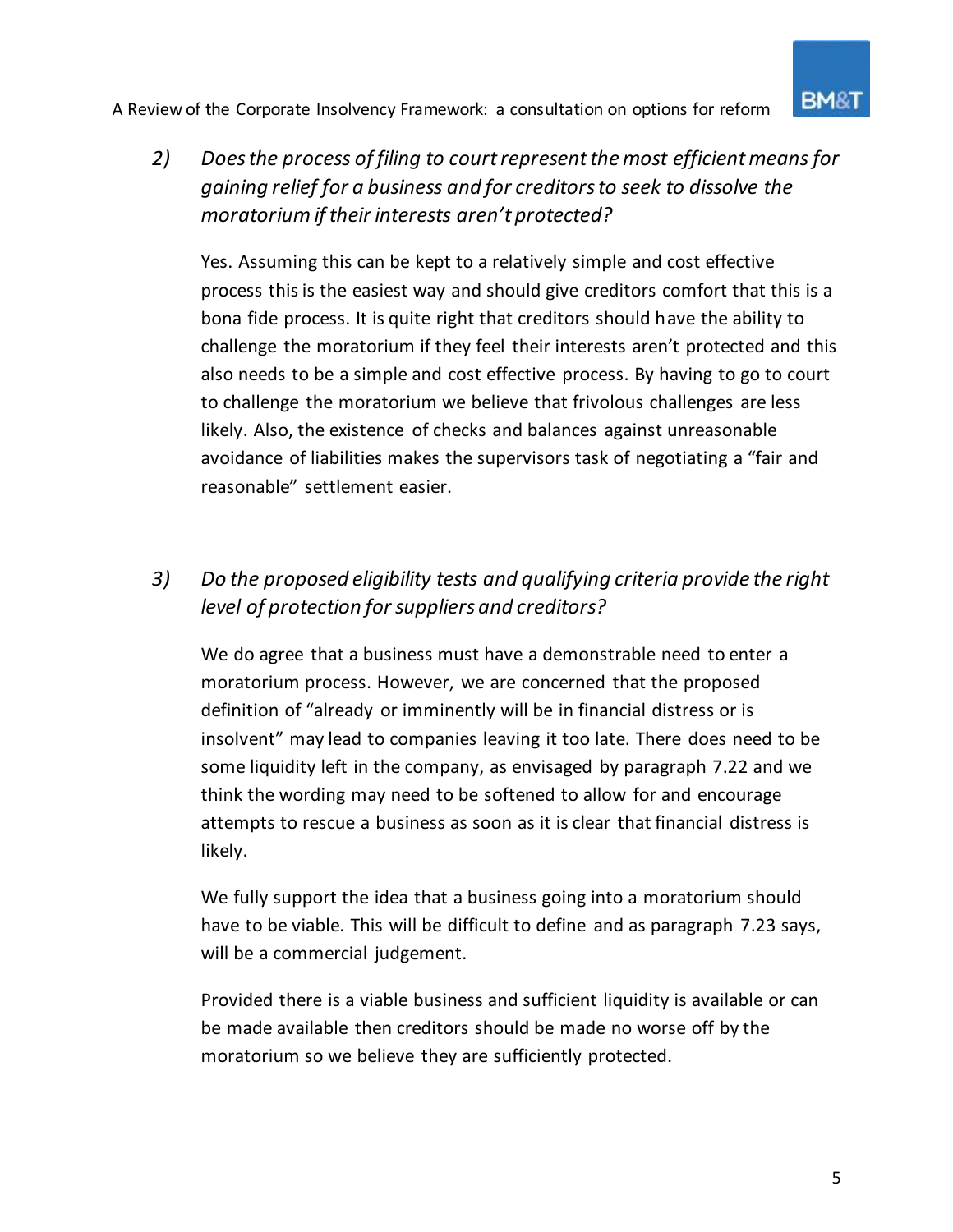*2) Does the process of filing to court represent the most efficient means for gaining relief for a business and for creditors to seek to dissolve the moratorium if their interests aren't protected?*

Yes. Assuming this can be kept to a relatively simple and cost effective process this is the easiest way and should give creditors comfort that this is a bona fide process. It is quite right that creditors should have the ability to challenge the moratorium if they feel their interests aren't protected and this also needs to be a simple and cost effective process. By having to go to court to challenge the moratorium we believe that frivolous challenges are less likely. Also, the existence of checks and balances against unreasonable avoidance of liabilities makes the supervisors task of negotiating a "fair and reasonable" settlement easier.

*3) Do the proposed eligibility tests and qualifying criteria provide the right level of protection for suppliers and creditors?*

We do agree that a business must have a demonstrable need to enter a moratorium process. However, we are concerned that the proposed definition of "already or imminently will be in financial distress or is insolvent" may lead to companies leaving it too late. There does need to be some liquidity left in the company, as envisaged by paragraph 7.22 and we think the wording may need to be softened to allow for and encourage attempts to rescue a business as soon as it is clear that financial distress is likely.

We fully support the idea that a business going into a moratorium should have to be viable. This will be difficult to define and as paragraph 7.23 says, will be a commercial judgement.

Provided there is a viable business and sufficient liquidity is available or can be made available then creditors should be made no worse off by the moratorium so we believe they are sufficiently protected.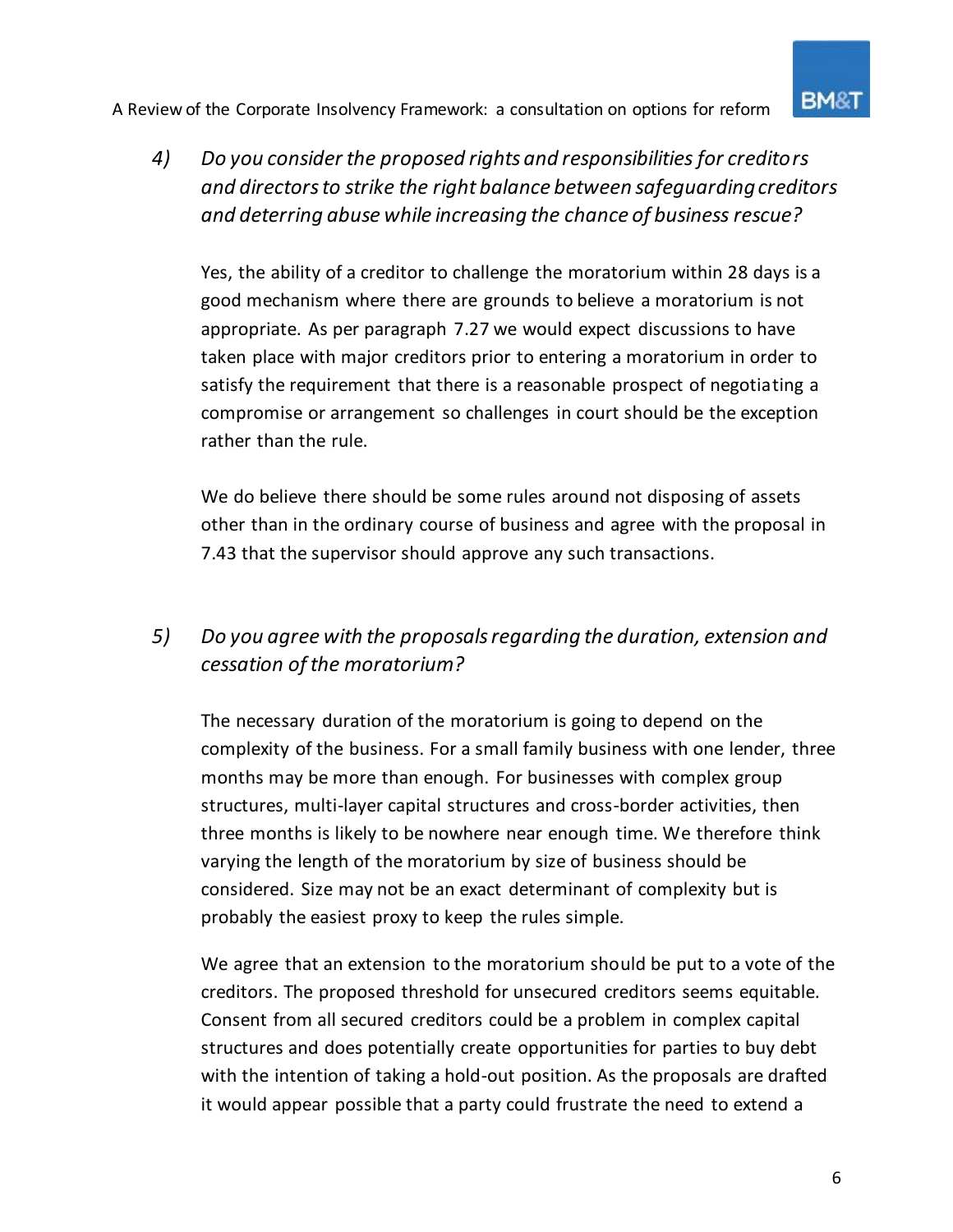*4) Do you consider the proposed rights and responsibilities for creditors and directors to strike the right balance between safeguarding creditors and deterring abuse while increasing the chance of business rescue?*

Yes, the ability of a creditor to challenge the moratorium within 28 days is a good mechanism where there are grounds to believe a moratorium is not appropriate. As per paragraph 7.27 we would expect discussions to have taken place with major creditors prior to entering a moratorium in order to satisfy the requirement that there is a reasonable prospect of negotiating a compromise or arrangement so challenges in court should be the exception rather than the rule.

We do believe there should be some rules around not disposing of assets other than in the ordinary course of business and agree with the proposal in 7.43 that the supervisor should approve any such transactions.

*5) Do you agree with the proposals regarding the duration, extension and cessation of the moratorium?*

The necessary duration of the moratorium is going to depend on the complexity of the business. For a small family business with one lender, three months may be more than enough. For businesses with complex group structures, multi-layer capital structures and cross-border activities, then three months is likely to be nowhere near enough time. We therefore think varying the length of the moratorium by size of business should be considered. Size may not be an exact determinant of complexity but is probably the easiest proxy to keep the rules simple.

We agree that an extension to the moratorium should be put to a vote of the creditors. The proposed threshold for unsecured creditors seems equitable. Consent from all secured creditors could be a problem in complex capital structures and does potentially create opportunities for parties to buy debt with the intention of taking a hold-out position. As the proposals are drafted it would appear possible that a party could frustrate the need to extend a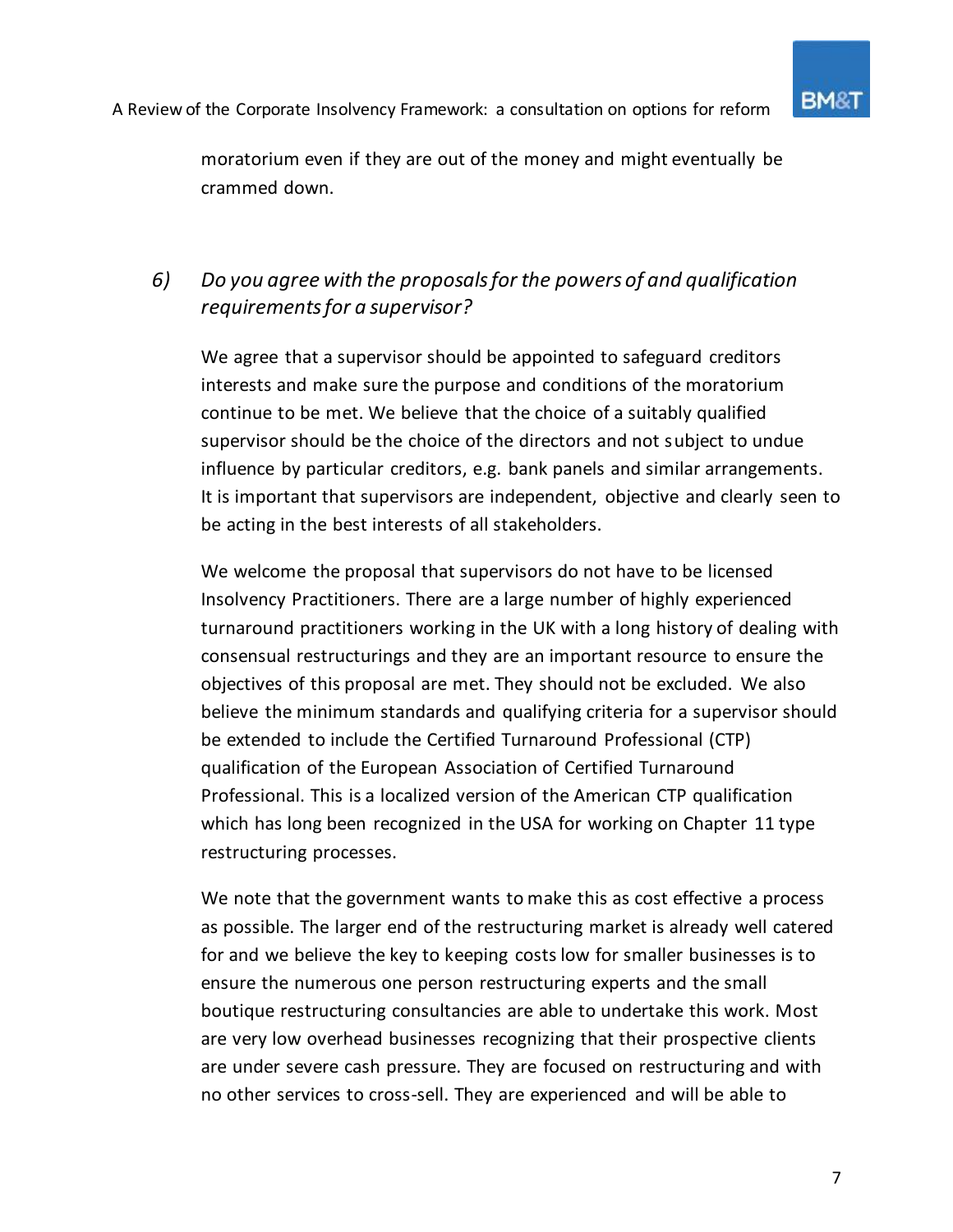moratorium even if they are out of the money and might eventually be crammed down.

*6) Do you agree with the proposals for the powers of and qualification requirements for a supervisor?*

We agree that a supervisor should be appointed to safeguard creditors interests and make sure the purpose and conditions of the moratorium continue to be met. We believe that the choice of a suitably qualified supervisor should be the choice of the directors and not subject to undue influence by particular creditors, e.g. bank panels and similar arrangements. It is important that supervisors are independent, objective and clearly seen to be acting in the best interests of all stakeholders.

We welcome the proposal that supervisors do not have to be licensed Insolvency Practitioners. There are a large number of highly experienced turnaround practitioners working in the UK with a long history of dealing with consensual restructurings and they are an important resource to ensure the objectives of this proposal are met. They should not be excluded. We also believe the minimum standards and qualifying criteria for a supervisor should be extended to include the Certified Turnaround Professional (CTP) qualification of the European Association of Certified Turnaround Professional. This is a localized version of the American CTP qualification which has long been recognized in the USA for working on Chapter 11 type restructuring processes.

We note that the government wants to make this as cost effective a process as possible. The larger end of the restructuring market is already well catered for and we believe the key to keeping costs low for smaller businesses is to ensure the numerous one person restructuring experts and the small boutique restructuring consultancies are able to undertake this work. Most are very low overhead businesses recognizing that their prospective clients are under severe cash pressure. They are focused on restructuring and with no other services to cross-sell. They are experienced and will be able to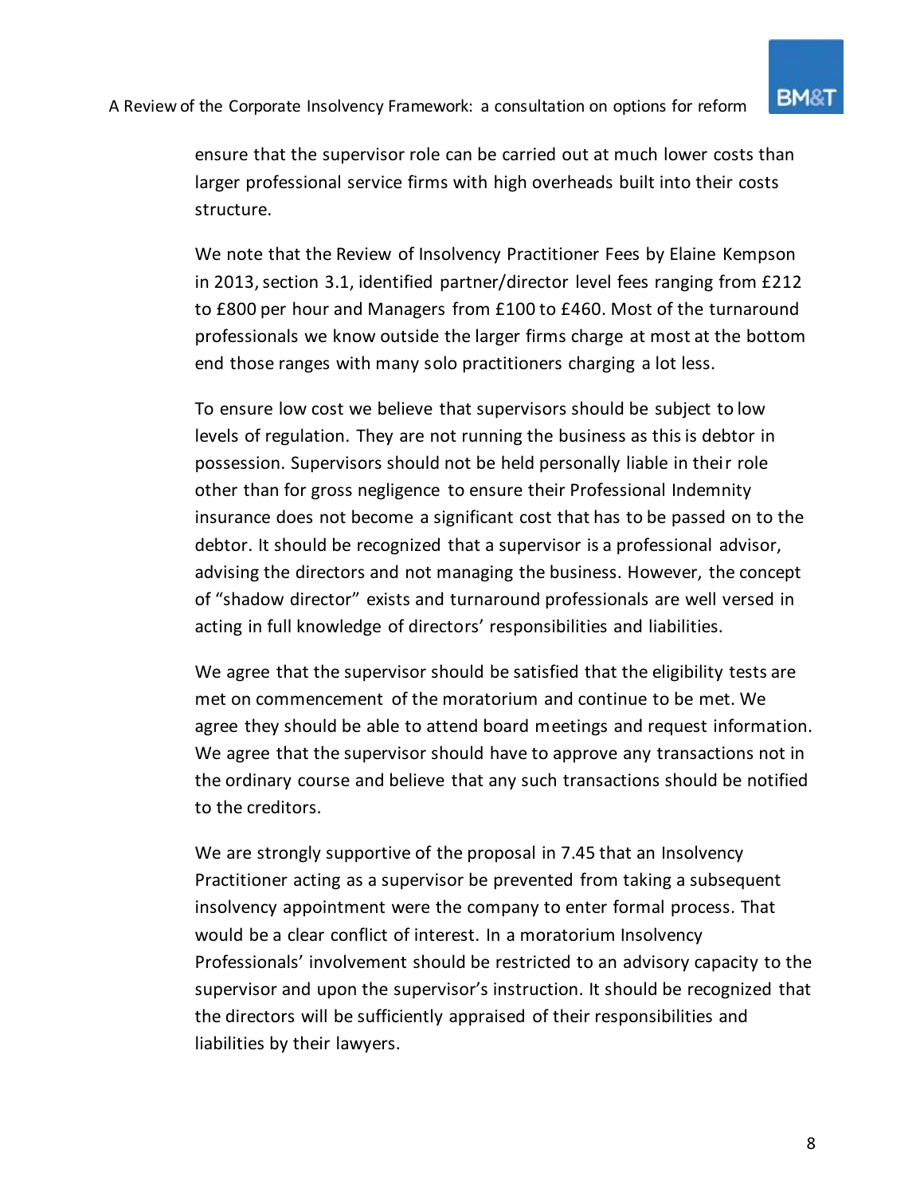ensure that the supervisor role can be carried out at much lower costs than larger professional service firms with high overheads built into their costs structure.

We note that the Review of Insolvency Practitioner Fees by Elaine Kempson in 2013, section 3.1, identified partner/director level fees ranging from £212 to £800 per hour and Managers from £100 to £460. Most of the turnaround professionals we know outside the larger firms charge at most at the bottom end those ranges with many solo practitioners charging a lot less.

To ensure low cost we believe that supervisors should be subject to low levels of regulation. They are not running the business as this is debtor in possession. Supervisors should not be held personally liable in their role other than for gross negligence to ensure their Professional Indemnity insurance does not become a significant cost that has to be passed on to the debtor. It should be recognized that a supervisor is a professional advisor, advising the directors and not managing the business. However, the concept of "shadow director" exists and turnaround professionals are well versed in acting in full knowledge of directors' responsibilities and liabilities.

We agree that the supervisor should be satisfied that the eligibility tests are met on commencement of the moratorium and continue to be met. We agree they should be able to attend board meetings and request information. We agree that the supervisor should have to approve any transactions not in the ordinary course and believe that any such transactions should be notified to the creditors.

We are strongly supportive of the proposal in 7.45 that an Insolvency Practitioner acting as a supervisor be prevented from taking a subsequent insolvency appointment were the company to enter formal process. That would be a clear conflict of interest. In a moratorium Insolvency Professionals' involvement should be restricted to an advisory capacity to the supervisor and upon the supervisor's instruction. It should be recognized that the directors will be sufficiently appraised of their responsibilities and liabilities by their lawyers.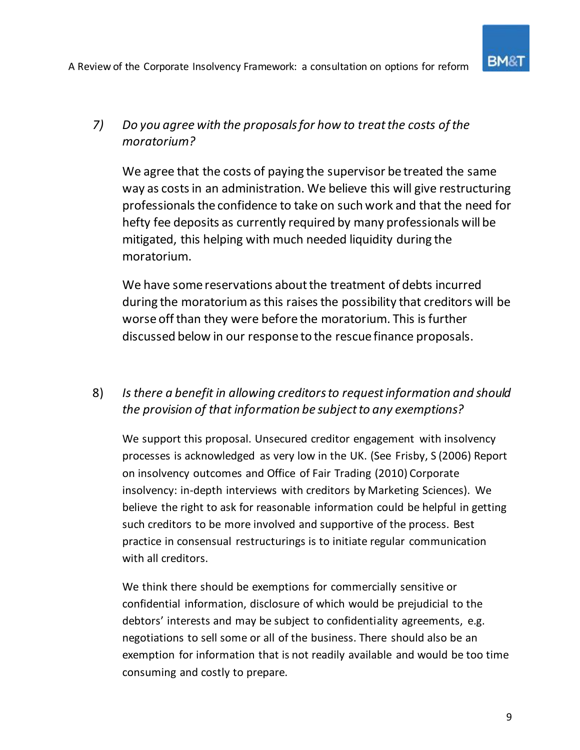7) *Do you agree with the proposals for how to treat the costs of the moratorium?*

We agree that the costs of paying the supervisor be treated the same way as costs in an administration. We believe this will give restructuring professionals the confidence to take on such work and that the need for hefty fee deposits as currently required by many professionals will be mitigated, this helping with much needed liquidity during the moratorium.

We have some reservations about the treatment of debts incurred during the moratorium as this raises the possibility that creditors will be worse off than they were before the moratorium. This is further discussed below in our response to the rescue finance proposals.

8) *Is there a benefit in allowing creditors to request information and should the provision of that information be subject to any exemptions?*

We support this proposal. Unsecured creditor engagement with insolvency processes is acknowledged as very low in the UK. (See Frisby, S (2006) Report on insolvency outcomes and Office of Fair Trading (2010) Corporate insolvency: in-depth interviews with creditors by Marketing Sciences). We believe the right to ask for reasonable information could be helpful in getting such creditors to be more involved and supportive of the process. Best practice in consensual restructurings is to initiate regular communication with all creditors.

We think there should be exemptions for commercially sensitive or confidential information, disclosure of which would be prejudicial to the debtors' interests and may be subject to confidentiality agreements, e.g. negotiations to sell some or all of the business. There should also be an exemption for information that is not readily available and would be too time consuming and costly to prepare.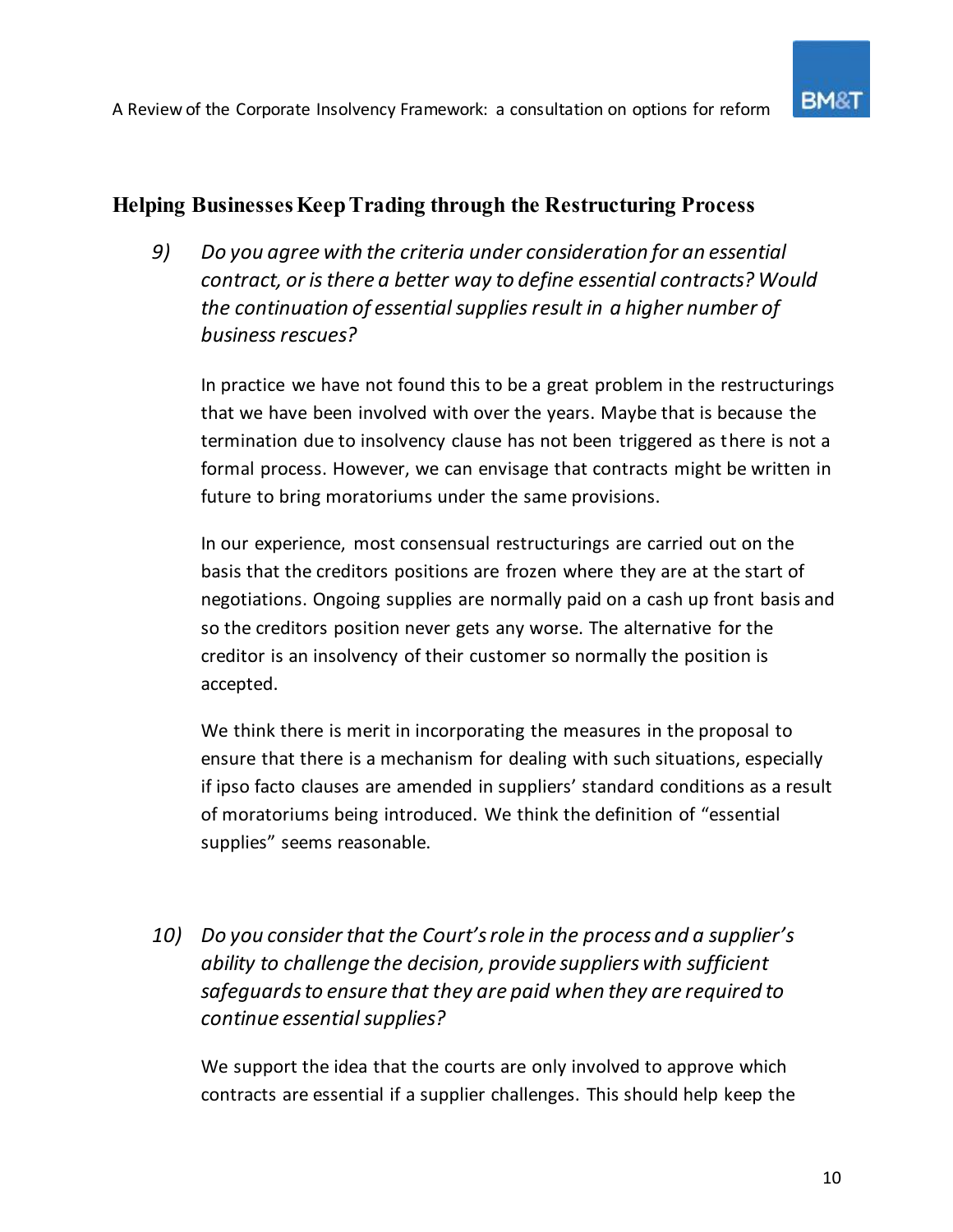## Helping Businesses Keep Trading through the Restructuring Process

*9) Do you agree with the criteria under consideration for an essential contract, or is there a better way to define essential contracts? Would the continuation of essential supplies result in a higher number of business rescues?*

In practice we have not found this to be a great problem in the restructurings that we have been involved with over the years. Maybe that is because the termination due to insolvency clause has not been triggered as there is not a formal process. However, we can envisage that contracts might be written in future to bring moratoriums under the same provisions.

In our experience, most consensual restructurings are carried out on the basis that the creditors positions are frozen where they are at the start of negotiations. Ongoing supplies are normally paid on a cash up front basis and so the creditors position never gets any worse. The alternative for the creditor is an insolvency of their customer so normally the position is accepted.

We think there is merit in incorporating the measures in the proposal to ensure that there is a mechanism for dealing with such situations, especially if ipso facto clauses are amended in suppliers' standard conditions as a result of moratoriums being introduced. We think the definition of "essential supplies" seems reasonable.

*10) Do you consider that the Court's role in the process and a supplier's ability to challenge the decision, provide suppliers with sufficient safeguards to ensure that they are paid when they are required to continue essential supplies?*

We support the idea that the courts are only involved to approve which contracts are essential if a supplier challenges. This should help keep the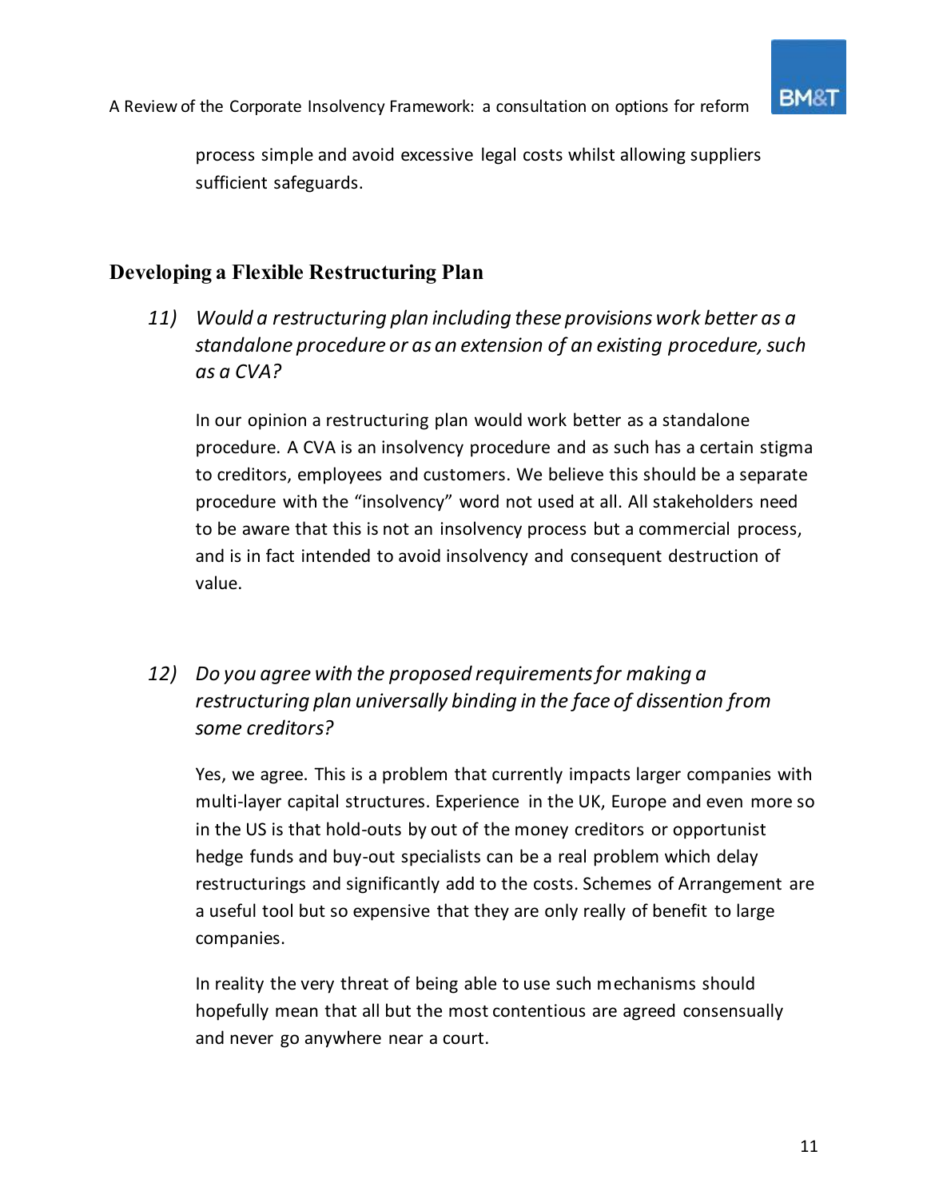process simple and avoid excessive legal costs whilst allowing suppliers sufficient safeguards.

## Developing a Flexible Restructuring Plan

*11) Would a restructuring plan including these provisions work better as a standalone procedure or as an extension of an existing procedure, such as a CVA?*

In our opinion a restructuring plan would work better as a standalone procedure. A CVA is an insolvency procedure and as such has a certain stigma to creditors, employees and customers. We believe this should be a separate procedure with the "insolvency" word not used at all. All stakeholders need to be aware that this is not an insolvency process but a commercial process, and is in fact intended to avoid insolvency and consequent destruction of value.

*12) Do you agree with the proposed requirements for making a restructuring plan universally binding in the face of dissention from some creditors?*

Yes, we agree. This is a problem that currently impacts larger companies with multi-layer capital structures. Experience in the UK, Europe and even more so in the US is that hold-outs by out of the money creditors or opportunist hedge funds and buy-out specialists can be a real problem which delay restructurings and significantly add to the costs. Schemes of Arrangement are a useful tool but so expensive that they are only really of benefit to large companies.

In reality the very threat of being able to use such mechanisms should hopefully mean that all but the most contentious are agreed consensually and never go anywhere near a court.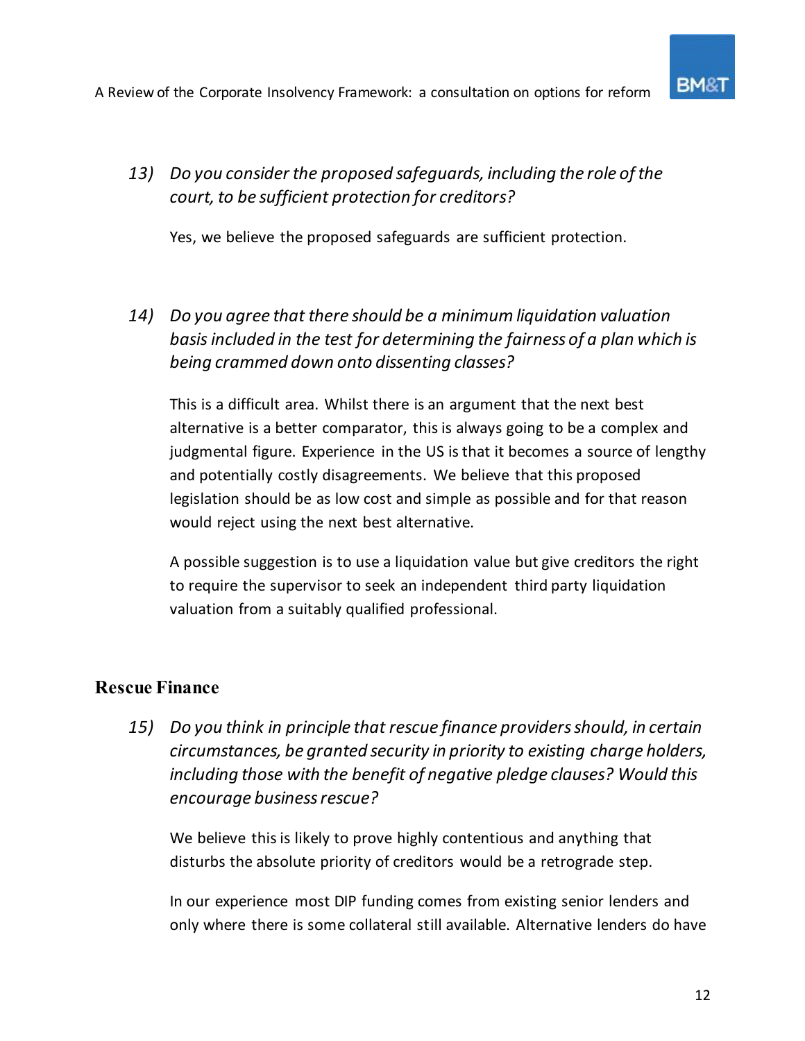*13) Do you consider the proposed safeguards, including the role of the court, to be sufficient protection for creditors?*

Yes, we believe the proposed safeguards are sufficient protection.

*14) Do you agree that there should be a minimum liquidation valuation basis included in the test for determining the fairness of a plan which is being crammed down onto dissenting classes?*

This is a difficult area. Whilst there is an argument that the next best alternative is a better comparator, this is always going to be a complex and judgmental figure. Experience in the US is that it becomes a source of lengthy and potentially costly disagreements. We believe that this proposed legislation should be as low cost and simple as possible and for that reason would reject using the next best alternative.

A possible suggestion is to use a liquidation value but give creditors the right to require the supervisor to seek an independent third party liquidation valuation from a suitably qualified professional.

## Rescue Finance

*15) Do you think in principle that rescue finance providers should, in certain circumstances, be granted security in priority to existing charge holders, including those with the benefit of negative pledge clauses? Would this encourage business rescue?*

We believe this is likely to prove highly contentious and anything that disturbs the absolute priority of creditors would be a retrograde step.

In our experience most DIP funding comes from existing senior lenders and only where there is some collateral still available. Alternative lenders do have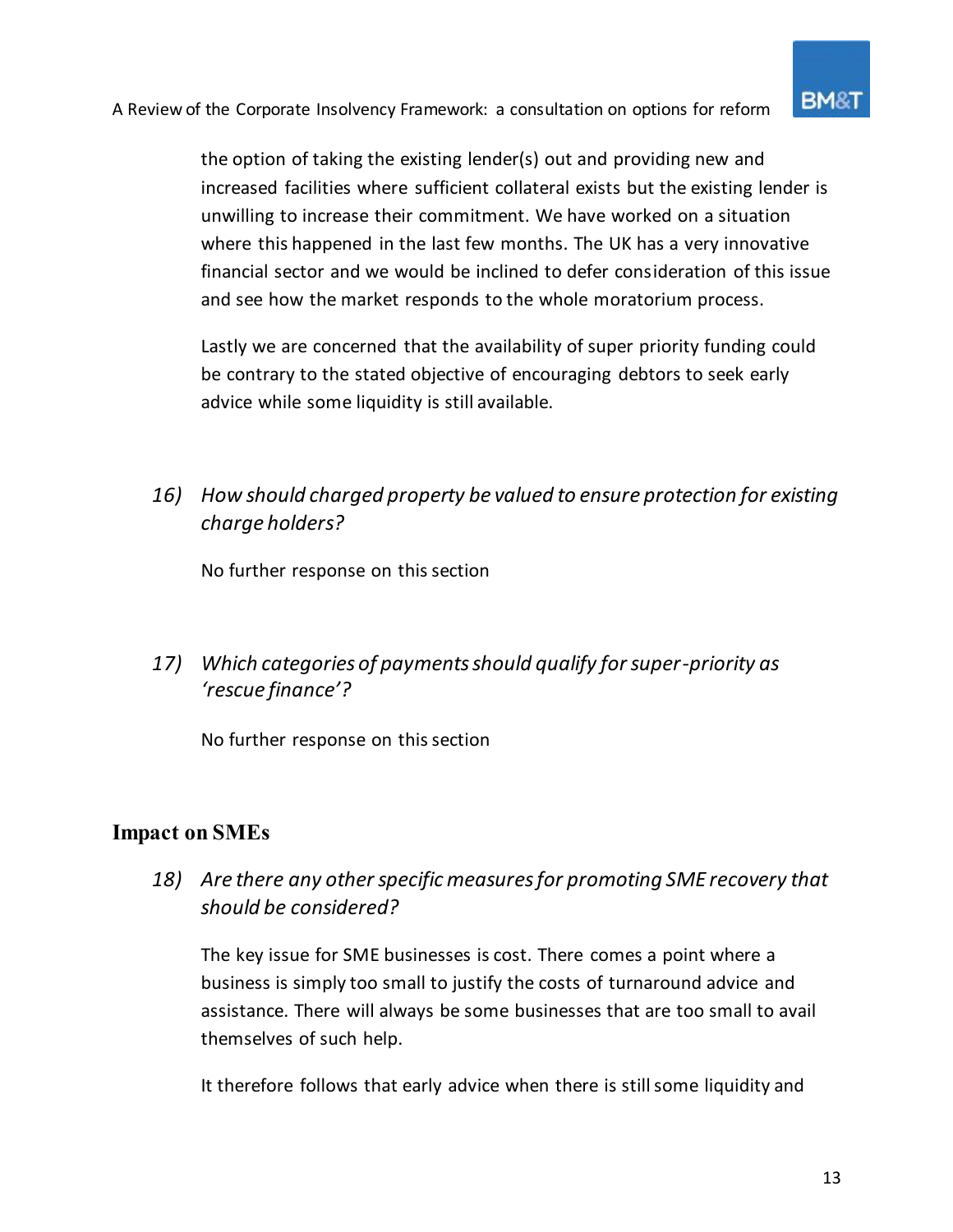the option of taking the existing lender(s) out and providing new and increased facilities where sufficient collateral exists but the existing lender is unwilling to increase their commitment. We have worked on a situation where this happened in the last few months. The UK has a very innovative financial sector and we would be inclined to defer consideration of this issue and see how the market responds to the whole moratorium process.

Lastly we are concerned that the availability of super priority funding could be contrary to the stated objective of encouraging debtors to seek early advice while some liquidity is still available.

16) *How should charged property be valued to ensure protection for existing charge holders?*

No further response on this section

17) *Which categories of payments should qualify for super-priority as 'rescue finance'?*

No further response on this section

## Impact on SMEs

18) *Are there any other specific measures for promoting SME recovery that should be considered?*

The key issue for SME businesses is cost. There comes a point where a business is simply too small to justify the costs of turnaround advice and assistance. There will always be some businesses that are too small to avail themselves of such help.

It therefore follows that early advice when there is still some liquidity and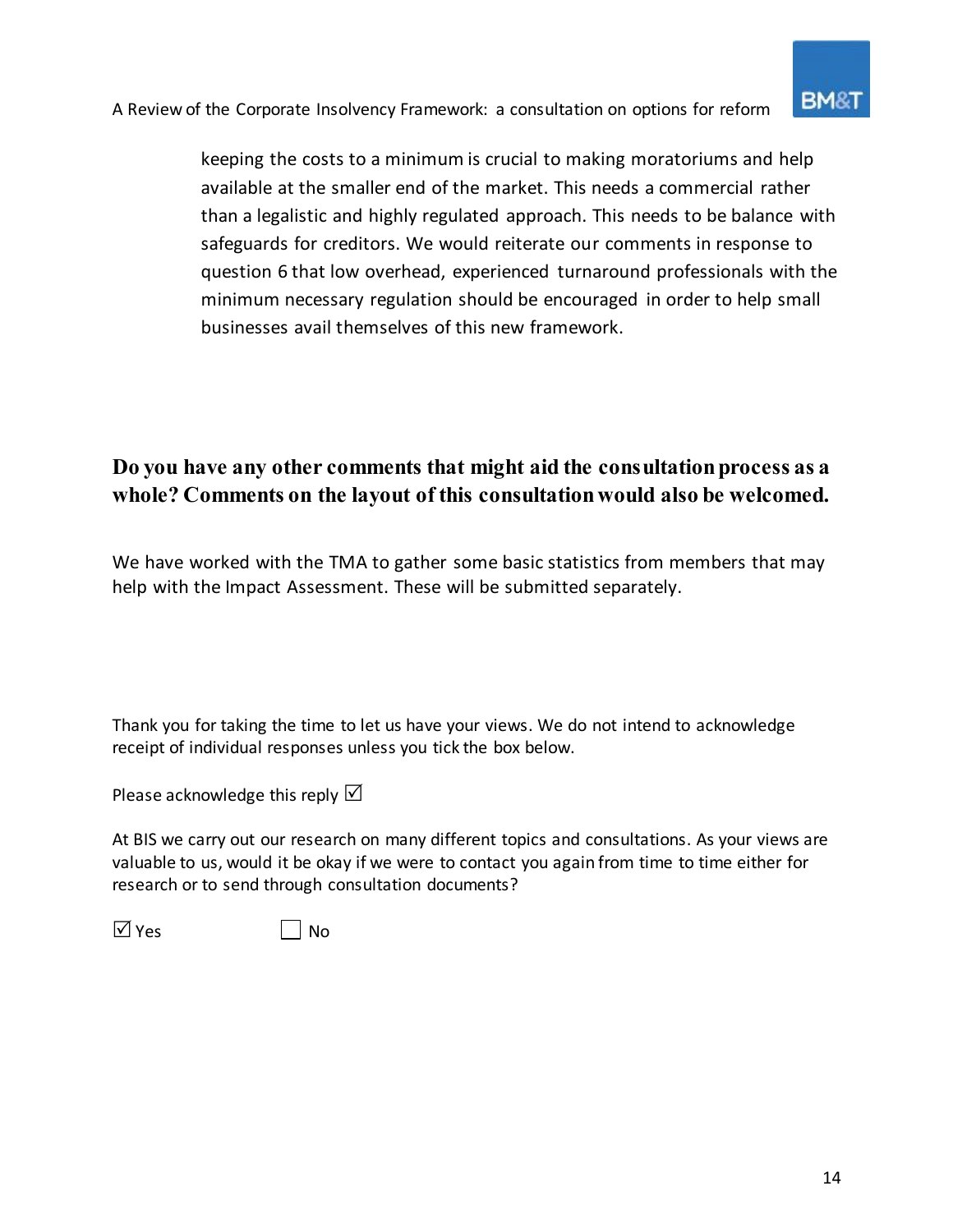keeping the costs to a minimum is crucial to making moratoriums and help available at the smaller end of the market. This needs a commercial rather than a legalistic and highly regulated approach. This needs to be balance with safeguards for creditors. We would reiterate our comments in response to question 6 that low overhead, experienced turnaround professionals with the minimum necessary regulation should be encouraged in order to help small businesses avail themselves of this new framework.

**Do you have any other comments that might aid the consultation process as a whole? Comments on the layout of this consultation would also be welcomed.**

We have worked with the TMA to gather some basic statistics from members that may help with the Impact Assessment. These will be submitted separately.

Thank you for taking the time to let us have your views. We do not intend to acknowledge receipt of individual responses unless you tick the box below.

Please acknowledge this reply ☑

At BIS we carry out our research on many different topics and consultations. As your views are valuable to us, would it be okay if we were to contact you again from time to time either for research or to send through consultation documents?

☑ Yes ☐ No